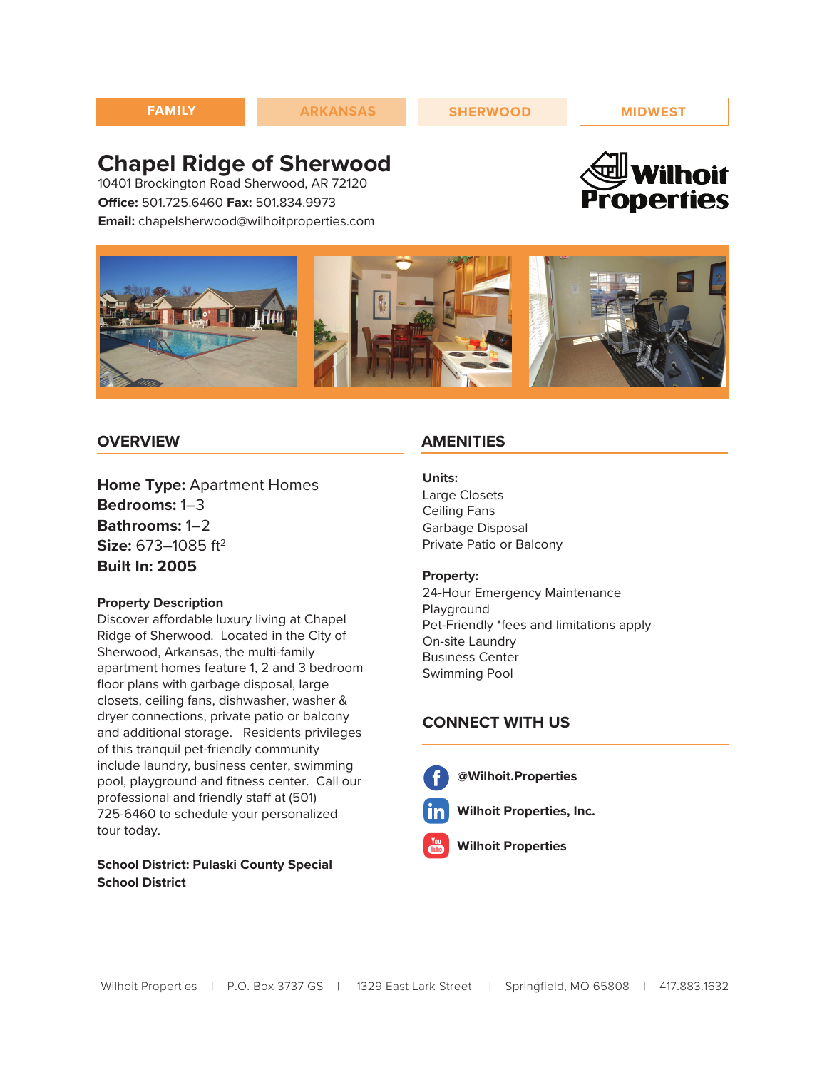FAMILY | ARKANSAS | SHERWOOD | MIDWEST

# Chapel Ridge of Sherwood

10401 Brockington Road Sherwood, AR 72120

**Office:** 501.725.6460 **Fax:** 501.834.9973

**Email:** chapelsherwood@wilhoitproperties.com

Wilhoit Properties

## OVERVIEW

**Home Type:** Apartment Homes
**Bedrooms:** 1–3
**Bathrooms:** 1–2
**Size:** 673–1085 ft$^2$
**Built In: 2005**

**Property Description**

Discover affordable luxury living at Chapel Ridge of Sherwood. Located in the City of Sherwood, Arkansas, the multi-family apartment homes feature 1, 2 and 3 bedroom floor plans with garbage disposal, large closets, ceiling fans, dishwasher, washer & dryer connections, private patio or balcony and additional storage. Residents privileges of this tranquil pet-friendly community include laundry, business center, swimming pool, playground and fitness center. Call our professional and friendly staff at (501) 725-6460 to schedule your personalized tour today.

**School District: Pulaski County Special School District**

## AMENITIES

**Units:**

Large Closets
Ceiling Fans
Garbage Disposal
Private Patio or Balcony

**Property:**

24-Hour Emergency Maintenance
Playground
Pet-Friendly *fees and limitations apply
On-site Laundry
Business Center
Swimming Pool

## CONNECT WITH US

**@Wilhoit.Properties**

**Wilhoit Properties, Inc.**

**Wilhoit Properties**

Wilhoit Properties | P.O. Box 3737 GS | 1329 East Lark Street | Springfield, MO 65808 | 417.883.1632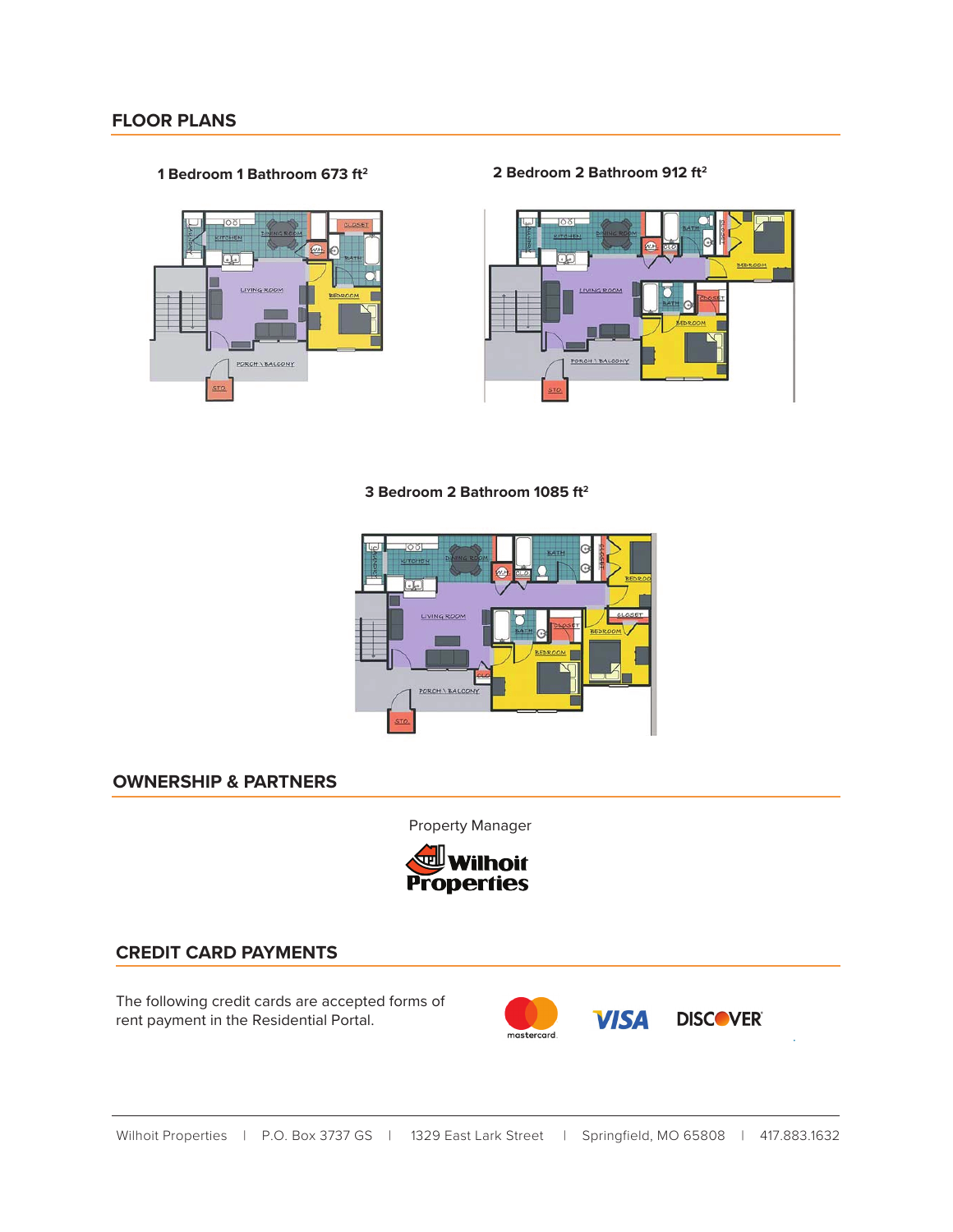## FLOOR PLANS

**1 Bedroom 1 Bathroom 673 ft²**

**2 Bedroom 2 Bathroom 912 ft²**

**3 Bedroom 2 Bathroom 1085 ft²**

## OWNERSHIP & PARTNERS

Property Manager

Wilhoit Properties

## CREDIT CARD PAYMENTS

The following credit cards are accepted forms of rent payment in the Residential Portal.

mastercard VISA DISCOVER

Wilhoit Properties | P.O. Box 3737 GS | 1329 East Lark Street | Springfield, MO 65808 | 417.883.1632